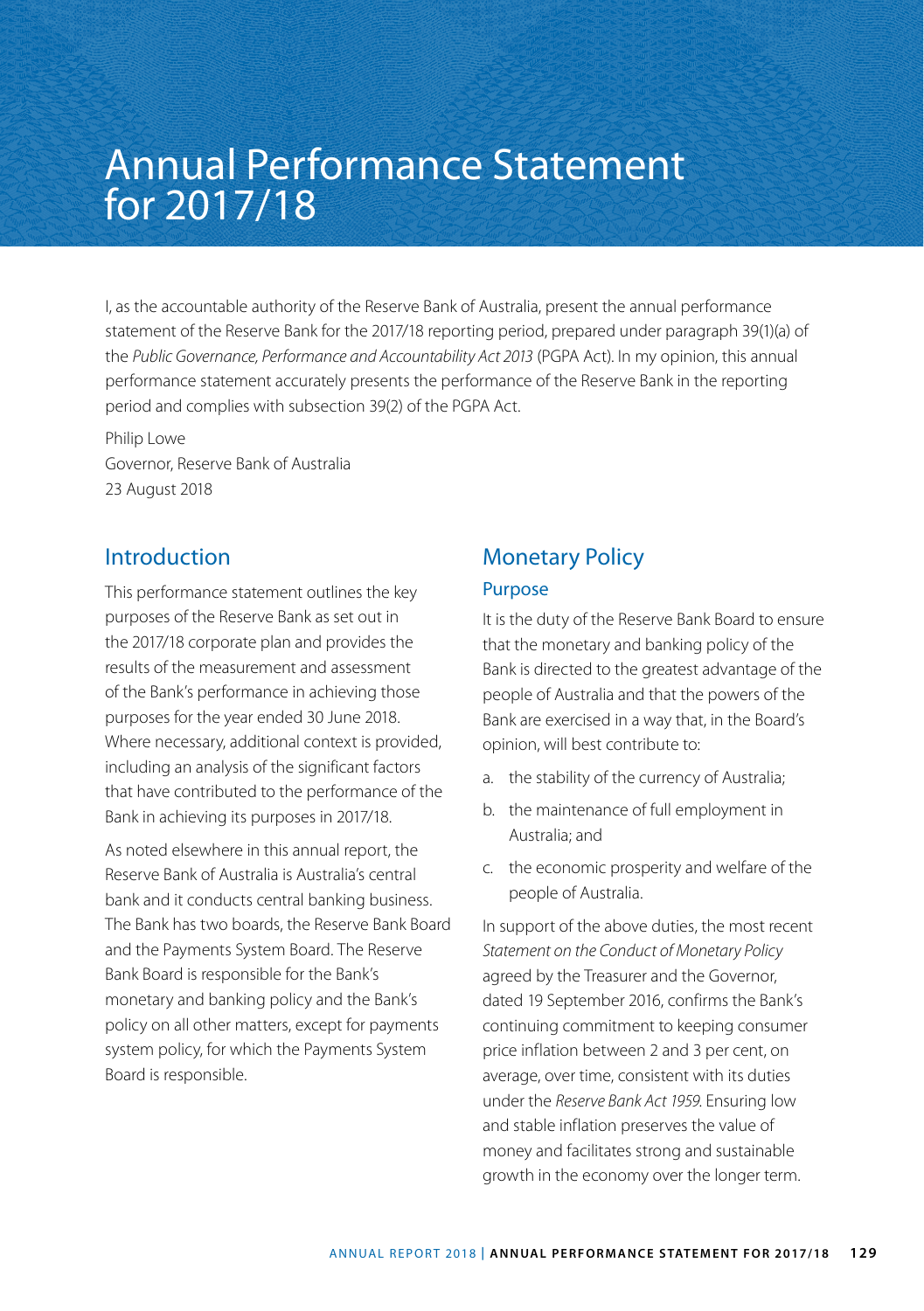# Annual Performance Statement for 2017/18

I, as the accountable authority of the Reserve Bank of Australia, present the annual performance statement of the Reserve Bank for the 2017/18 reporting period, prepared under paragraph 39(1)(a) of the *Public Governance, Performance and Accountability Act 2013* (PGPA Act). In my opinion, this annual performance statement accurately presents the performance of the Reserve Bank in the reporting period and complies with subsection 39(2) of the PGPA Act.

Philip Lowe
Governor, Reserve Bank of Australia
23 August 2018

## Introduction

This performance statement outlines the key purposes of the Reserve Bank as set out in the 2017/18 corporate plan and provides the results of the measurement and assessment of the Bank's performance in achieving those purposes for the year ended 30 June 2018. Where necessary, additional context is provided, including an analysis of the significant factors that have contributed to the performance of the Bank in achieving its purposes in 2017/18.

As noted elsewhere in this annual report, the Reserve Bank of Australia is Australia's central bank and it conducts central banking business. The Bank has two boards, the Reserve Bank Board and the Payments System Board. The Reserve Bank Board is responsible for the Bank's monetary and banking policy and the Bank's policy on all other matters, except for payments system policy, for which the Payments System Board is responsible.

## Monetary Policy

### Purpose

It is the duty of the Reserve Bank Board to ensure that the monetary and banking policy of the Bank is directed to the greatest advantage of the people of Australia and that the powers of the Bank are exercised in a way that, in the Board's opinion, will best contribute to:

a. the stability of the currency of Australia;
b. the maintenance of full employment in Australia; and
c. the economic prosperity and welfare of the people of Australia.

In support of the above duties, the most recent *Statement on the Conduct of Monetary Policy* agreed by the Treasurer and the Governor, dated 19 September 2016, confirms the Bank's continuing commitment to keeping consumer price inflation between 2 and 3 per cent, on average, over time, consistent with its duties under the *Reserve Bank Act 1959*. Ensuring low and stable inflation preserves the value of money and facilitates strong and sustainable growth in the economy over the longer term.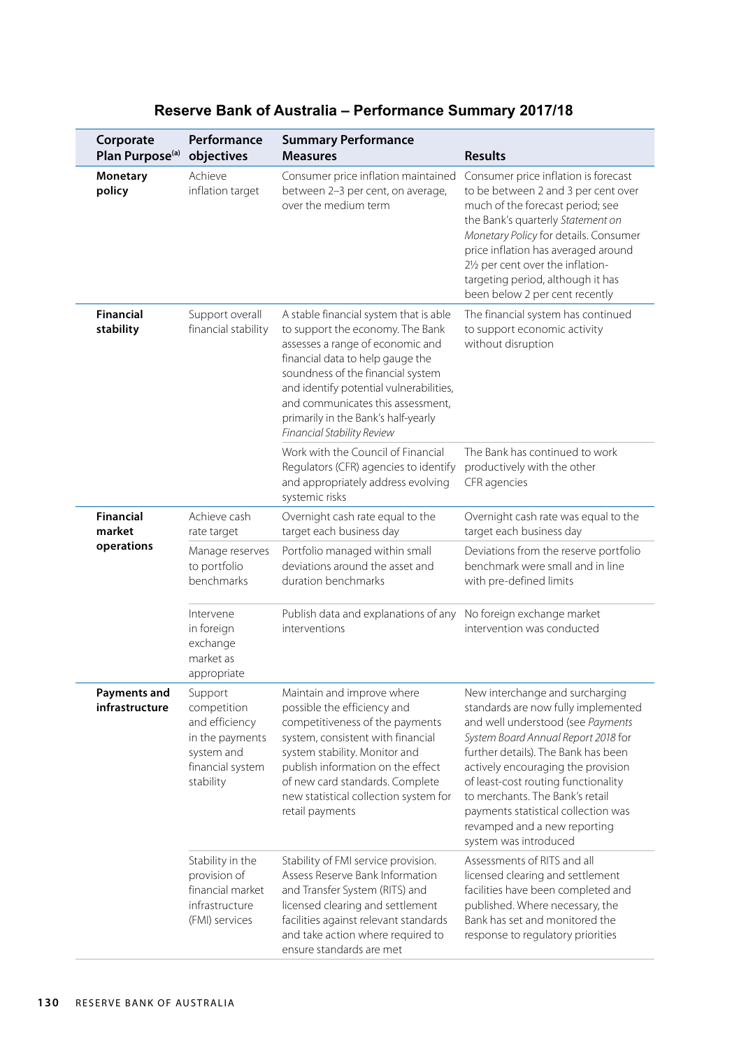## Reserve Bank of Australia – Performance Summary 2017/18

| Corporate Plan Purpose[(a)] | Performance objectives | Summary Performance Measures | Results |
|---|---|---|---|
| **Monetary policy** | Achieve inflation target | Consumer price inflation maintained between 2–3 per cent, on average, over the medium term | Consumer price inflation is forecast to be between 2 and 3 per cent over much of the forecast period; see the Bank's quarterly *Statement on Monetary Policy* for details. Consumer price inflation has averaged around 2½ per cent over the inflation-targeting period, although it has been below 2 per cent recently |
| **Financial stability** | Support overall financial stability | A stable financial system that is able to support the economy. The Bank assesses a range of economic and financial data to help gauge the soundness of the financial system and identify potential vulnerabilities, and communicates this assessment, primarily in the Bank's half-yearly *Financial Stability Review* | The financial system has continued to support economic activity without disruption |
| | | Work with the Council of Financial Regulators (CFR) agencies to identify and appropriately address evolving systemic risks | The Bank has continued to work productively with the other CFR agencies |
| **Financial market operations** | Achieve cash rate target | Overnight cash rate equal to the target each business day | Overnight cash rate was equal to the target each business day |
| | Manage reserves to portfolio benchmarks | Portfolio managed within small deviations around the asset and duration benchmarks | Deviations from the reserve portfolio benchmark were small and in line with pre-defined limits |
| | Intervene in foreign exchange market as appropriate | Publish data and explanations of any interventions | No foreign exchange market intervention was conducted |
| **Payments and infrastructure** | Support competition and efficiency in the payments system and financial system stability | Maintain and improve where possible the efficiency and competitiveness of the payments system, consistent with financial system stability. Monitor and publish information on the effect of new card standards. Complete new statistical collection system for retail payments | New interchange and surcharging standards are now fully implemented and well understood (see *Payments System Board Annual Report 2018* for further details). The Bank has been actively encouraging the provision of least-cost routing functionality to merchants. The Bank's retail payments statistical collection was revamped and a new reporting system was introduced |
| | Stability in the provision of financial market infrastructure (FMI) services | Stability of FMI service provision. Assess Reserve Bank Information and Transfer System (RITS) and licensed clearing and settlement facilities against relevant standards and take action where required to ensure standards are met | Assessments of RITS and all licensed clearing and settlement facilities have been completed and published. Where necessary, the Bank has set and monitored the response to regulatory priorities |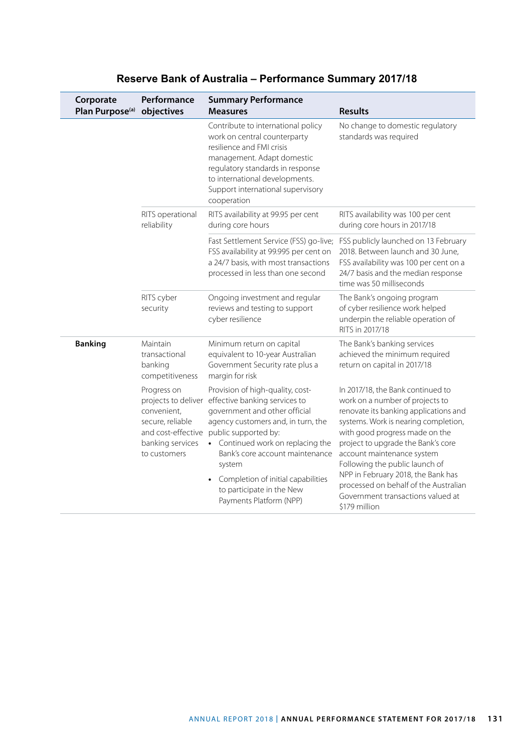## Reserve Bank of Australia – Performance Summary 2017/18

| Corporate Plan Purpose[a] | Performance objectives | Summary Performance Measures | Results |
|---|---|---|---|
| | | Contribute to international policy work on central counterparty resilience and FMI crisis management. Adapt domestic regulatory standards in response to international developments. Support international supervisory cooperation | No change to domestic regulatory standards was required |
| | RITS operational reliability | RITS availability at 99.95 per cent during core hours | RITS availability was 100 per cent during core hours in 2017/18 |
| | | Fast Settlement Service (FSS) go-live; FSS availability at 99.995 per cent on a 24/7 basis, with most transactions processed in less than one second | FSS publicly launched on 13 February 2018. Between launch and 30 June, FSS availability was 100 per cent on a 24/7 basis and the median response time was 50 milliseconds |
| | RITS cyber security | Ongoing investment and regular reviews and testing to support cyber resilience | The Bank's ongoing program of cyber resilience work helped underpin the reliable operation of RITS in 2017/18 |
| **Banking** | Maintain transactional banking competitiveness | Minimum return on capital equivalent to 10-year Australian Government Security rate plus a margin for risk | The Bank's banking services achieved the minimum required return on capital in 2017/18 |
| | Progress on projects to deliver convenient, secure, reliable and cost-effective banking services to customers | Provision of high-quality, cost-effective banking services to government and other official agency customers and, in turn, the public supported by:<br>• Continued work on replacing the Bank's core account maintenance system<br>• Completion of initial capabilities to participate in the New Payments Platform (NPP) | In 2017/18, the Bank continued to work on a number of projects to renovate its banking applications and systems. Work is nearing completion, with good progress made on the project to upgrade the Bank's core account maintenance system<br>Following the public launch of NPP in February 2018, the Bank has processed on behalf of the Australian Government transactions valued at $179 million |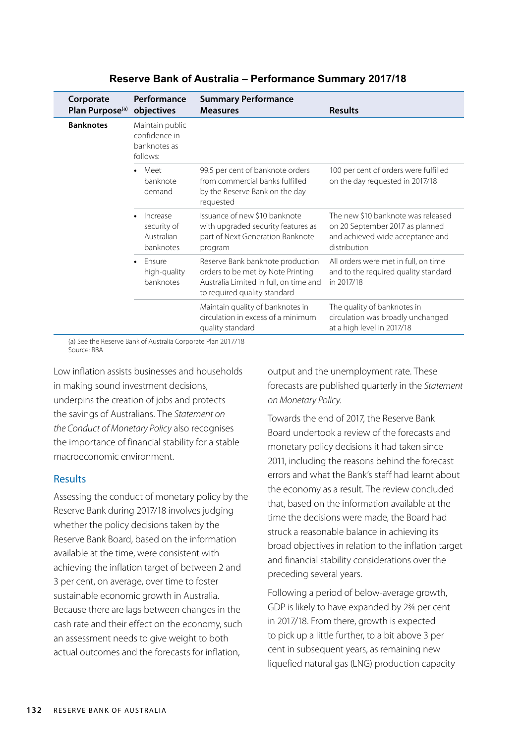**Reserve Bank of Australia – Performance Summary 2017/18**

| Corporate Plan Purpose[(a)] | Performance objectives | Summary Performance Measures | Results |
|---|---|---|---|
| **Banknotes** | Maintain public confidence in banknotes as follows: | | |
| | • Meet banknote demand | 99.5 per cent of banknote orders from commercial banks fulfilled by the Reserve Bank on the day requested | 100 per cent of orders were fulfilled on the day requested in 2017/18 |
| | • Increase security of Australian banknotes | Issuance of new $10 banknote with upgraded security features as part of Next Generation Banknote program | The new $10 banknote was released on 20 September 2017 as planned and achieved wide acceptance and distribution |
| | • Ensure high-quality banknotes | Reserve Bank banknote production orders to be met by Note Printing Australia Limited in full, on time and to required quality standard | All orders were met in full, on time and to the required quality standard in 2017/18 |
| | | Maintain quality of banknotes in circulation in excess of a minimum quality standard | The quality of banknotes in circulation was broadly unchanged at a high level in 2017/18 |

(a) See the Reserve Bank of Australia Corporate Plan 2017/18
Source: RBA

Low inflation assists businesses and households in making sound investment decisions, underpins the creation of jobs and protects the savings of Australians. The *Statement on the Conduct of Monetary Policy* also recognises the importance of financial stability for a stable macroeconomic environment.

## Results

Assessing the conduct of monetary policy by the Reserve Bank during 2017/18 involves judging whether the policy decisions taken by the Reserve Bank Board, based on the information available at the time, were consistent with achieving the inflation target of between 2 and 3 per cent, on average, over time to foster sustainable economic growth in Australia. Because there are lags between changes in the cash rate and their effect on the economy, such an assessment needs to give weight to both actual outcomes and the forecasts for inflation, output and the unemployment rate. These forecasts are published quarterly in the *Statement on Monetary Policy*.

Towards the end of 2017, the Reserve Bank Board undertook a review of the forecasts and monetary policy decisions it had taken since 2011, including the reasons behind the forecast errors and what the Bank's staff had learnt about the economy as a result. The review concluded that, based on the information available at the time the decisions were made, the Board had struck a reasonable balance in achieving its broad objectives in relation to the inflation target and financial stability considerations over the preceding several years.

Following a period of below-average growth, GDP is likely to have expanded by 2¾ per cent in 2017/18. From there, growth is expected to pick up a little further, to a bit above 3 per cent in subsequent years, as remaining new liquefied natural gas (LNG) production capacity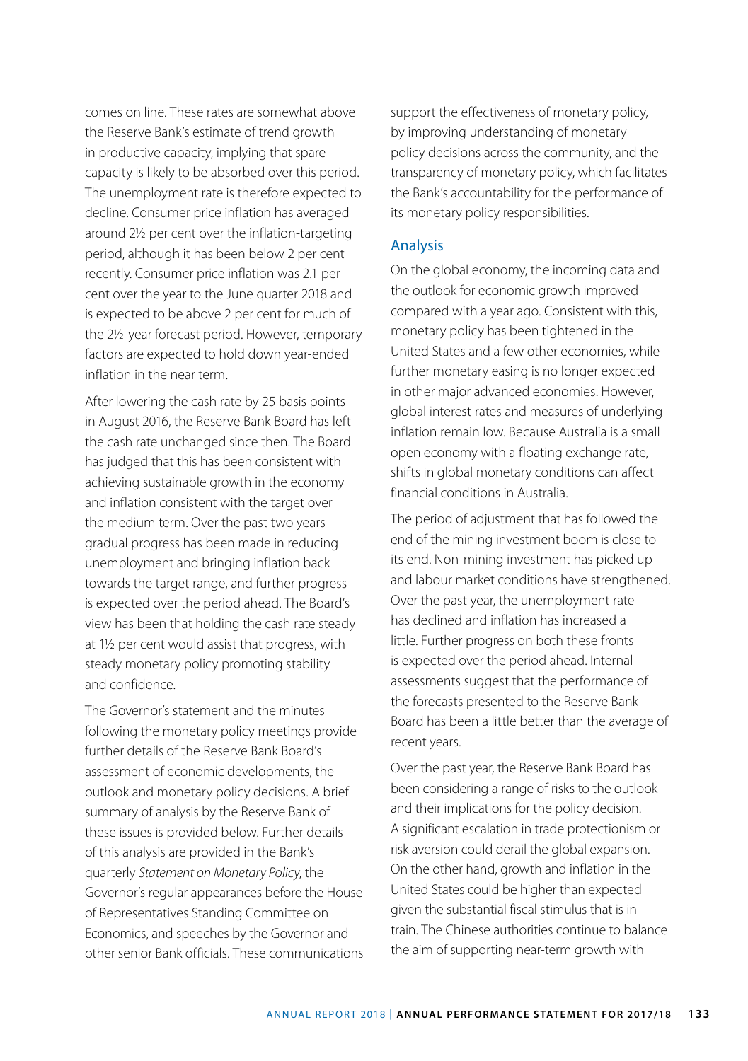comes on line. These rates are somewhat above the Reserve Bank's estimate of trend growth in productive capacity, implying that spare capacity is likely to be absorbed over this period. The unemployment rate is therefore expected to decline. Consumer price inflation has averaged around 2½ per cent over the inflation-targeting period, although it has been below 2 per cent recently. Consumer price inflation was 2.1 per cent over the year to the June quarter 2018 and is expected to be above 2 per cent for much of the 2½-year forecast period. However, temporary factors are expected to hold down year-ended inflation in the near term.

After lowering the cash rate by 25 basis points in August 2016, the Reserve Bank Board has left the cash rate unchanged since then. The Board has judged that this has been consistent with achieving sustainable growth in the economy and inflation consistent with the target over the medium term. Over the past two years gradual progress has been made in reducing unemployment and bringing inflation back towards the target range, and further progress is expected over the period ahead. The Board's view has been that holding the cash rate steady at 1½ per cent would assist that progress, with steady monetary policy promoting stability and confidence.

The Governor's statement and the minutes following the monetary policy meetings provide further details of the Reserve Bank Board's assessment of economic developments, the outlook and monetary policy decisions. A brief summary of analysis by the Reserve Bank of these issues is provided below. Further details of this analysis are provided in the Bank's quarterly *Statement on Monetary Policy*, the Governor's regular appearances before the House of Representatives Standing Committee on Economics, and speeches by the Governor and other senior Bank officials. These communications support the effectiveness of monetary policy, by improving understanding of monetary policy decisions across the community, and the transparency of monetary policy, which facilitates the Bank's accountability for the performance of its monetary policy responsibilities.

## Analysis

On the global economy, the incoming data and the outlook for economic growth improved compared with a year ago. Consistent with this, monetary policy has been tightened in the United States and a few other economies, while further monetary easing is no longer expected in other major advanced economies. However, global interest rates and measures of underlying inflation remain low. Because Australia is a small open economy with a floating exchange rate, shifts in global monetary conditions can affect financial conditions in Australia.

The period of adjustment that has followed the end of the mining investment boom is close to its end. Non-mining investment has picked up and labour market conditions have strengthened. Over the past year, the unemployment rate has declined and inflation has increased a little. Further progress on both these fronts is expected over the period ahead. Internal assessments suggest that the performance of the forecasts presented to the Reserve Bank Board has been a little better than the average of recent years.

Over the past year, the Reserve Bank Board has been considering a range of risks to the outlook and their implications for the policy decision. A significant escalation in trade protectionism or risk aversion could derail the global expansion. On the other hand, growth and inflation in the United States could be higher than expected given the substantial fiscal stimulus that is in train. The Chinese authorities continue to balance the aim of supporting near-term growth with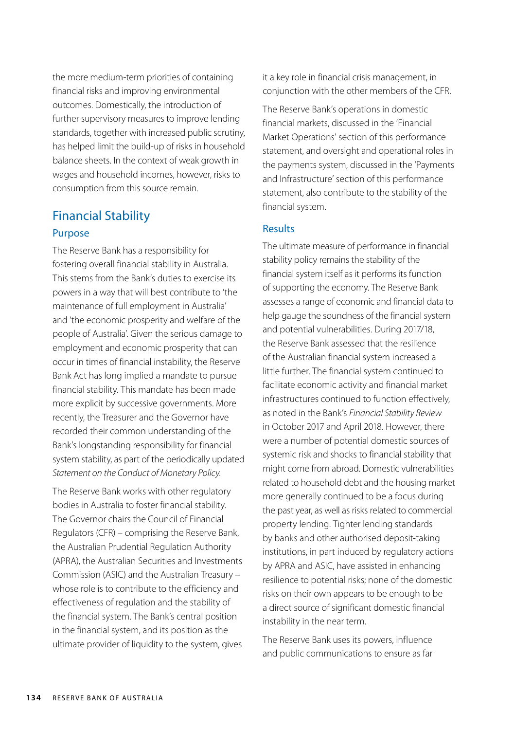the more medium-term priorities of containing financial risks and improving environmental outcomes. Domestically, the introduction of further supervisory measures to improve lending standards, together with increased public scrutiny, has helped limit the build-up of risks in household balance sheets. In the context of weak growth in wages and household incomes, however, risks to consumption from this source remain.

## Financial Stability

### Purpose

The Reserve Bank has a responsibility for fostering overall financial stability in Australia. This stems from the Bank's duties to exercise its powers in a way that will best contribute to 'the maintenance of full employment in Australia' and 'the economic prosperity and welfare of the people of Australia'. Given the serious damage to employment and economic prosperity that can occur in times of financial instability, the Reserve Bank Act has long implied a mandate to pursue financial stability. This mandate has been made more explicit by successive governments. More recently, the Treasurer and the Governor have recorded their common understanding of the Bank's longstanding responsibility for financial system stability, as part of the periodically updated *Statement on the Conduct of Monetary Policy*.

The Reserve Bank works with other regulatory bodies in Australia to foster financial stability. The Governor chairs the Council of Financial Regulators (CFR) – comprising the Reserve Bank, the Australian Prudential Regulation Authority (APRA), the Australian Securities and Investments Commission (ASIC) and the Australian Treasury – whose role is to contribute to the efficiency and effectiveness of regulation and the stability of the financial system. The Bank's central position in the financial system, and its position as the ultimate provider of liquidity to the system, gives it a key role in financial crisis management, in conjunction with the other members of the CFR.

The Reserve Bank's operations in domestic financial markets, discussed in the 'Financial Market Operations' section of this performance statement, and oversight and operational roles in the payments system, discussed in the 'Payments and Infrastructure' section of this performance statement, also contribute to the stability of the financial system.

### Results

The ultimate measure of performance in financial stability policy remains the stability of the financial system itself as it performs its function of supporting the economy. The Reserve Bank assesses a range of economic and financial data to help gauge the soundness of the financial system and potential vulnerabilities. During 2017/18, the Reserve Bank assessed that the resilience of the Australian financial system increased a little further. The financial system continued to facilitate economic activity and financial market infrastructures continued to function effectively, as noted in the Bank's *Financial Stability Review* in October 2017 and April 2018. However, there were a number of potential domestic sources of systemic risk and shocks to financial stability that might come from abroad. Domestic vulnerabilities related to household debt and the housing market more generally continued to be a focus during the past year, as well as risks related to commercial property lending. Tighter lending standards by banks and other authorised deposit-taking institutions, in part induced by regulatory actions by APRA and ASIC, have assisted in enhancing resilience to potential risks; none of the domestic risks on their own appears to be enough to be a direct source of significant domestic financial instability in the near term.

The Reserve Bank uses its powers, influence and public communications to ensure as far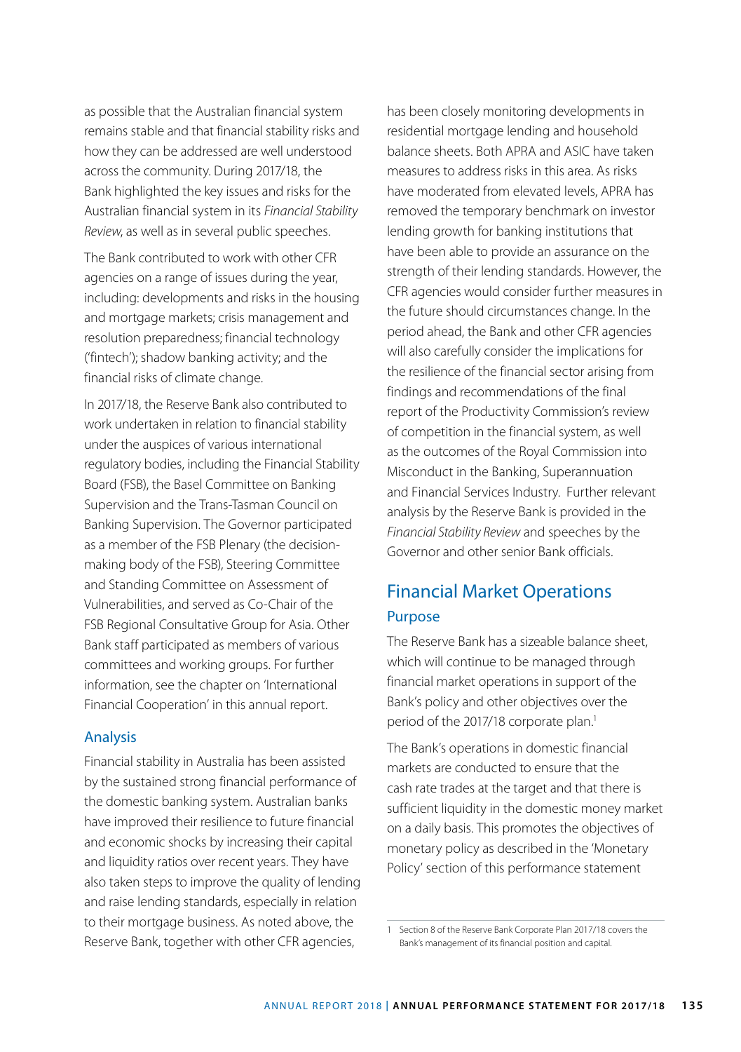as possible that the Australian financial system remains stable and that financial stability risks and how they can be addressed are well understood across the community. During 2017/18, the Bank highlighted the key issues and risks for the Australian financial system in its *Financial Stability Review*, as well as in several public speeches.

The Bank contributed to work with other CFR agencies on a range of issues during the year, including: developments and risks in the housing and mortgage markets; crisis management and resolution preparedness; financial technology ('fintech'); shadow banking activity; and the financial risks of climate change.

In 2017/18, the Reserve Bank also contributed to work undertaken in relation to financial stability under the auspices of various international regulatory bodies, including the Financial Stability Board (FSB), the Basel Committee on Banking Supervision and the Trans-Tasman Council on Banking Supervision. The Governor participated as a member of the FSB Plenary (the decision-making body of the FSB), Steering Committee and Standing Committee on Assessment of Vulnerabilities, and served as Co-Chair of the FSB Regional Consultative Group for Asia. Other Bank staff participated as members of various committees and working groups. For further information, see the chapter on 'International Financial Cooperation' in this annual report.

### Analysis

Financial stability in Australia has been assisted by the sustained strong financial performance of the domestic banking system. Australian banks have improved their resilience to future financial and economic shocks by increasing their capital and liquidity ratios over recent years. They have also taken steps to improve the quality of lending and raise lending standards, especially in relation to their mortgage business. As noted above, the Reserve Bank, together with other CFR agencies, has been closely monitoring developments in residential mortgage lending and household balance sheets. Both APRA and ASIC have taken measures to address risks in this area. As risks have moderated from elevated levels, APRA has removed the temporary benchmark on investor lending growth for banking institutions that have been able to provide an assurance on the strength of their lending standards. However, the CFR agencies would consider further measures in the future should circumstances change. In the period ahead, the Bank and other CFR agencies will also carefully consider the implications for the resilience of the financial sector arising from findings and recommendations of the final report of the Productivity Commission's review of competition in the financial system, as well as the outcomes of the Royal Commission into Misconduct in the Banking, Superannuation and Financial Services Industry. Further relevant analysis by the Reserve Bank is provided in the *Financial Stability Review* and speeches by the Governor and other senior Bank officials.

## Financial Market Operations

### Purpose

The Reserve Bank has a sizeable balance sheet, which will continue to be managed through financial market operations in support of the Bank's policy and other objectives over the period of the 2017/18 corporate plan.[1]

The Bank's operations in domestic financial markets are conducted to ensure that the cash rate trades at the target and that there is sufficient liquidity in the domestic money market on a daily basis. This promotes the objectives of monetary policy as described in the 'Monetary Policy' section of this performance statement

1 Section 8 of the Reserve Bank Corporate Plan 2017/18 covers the Bank's management of its financial position and capital.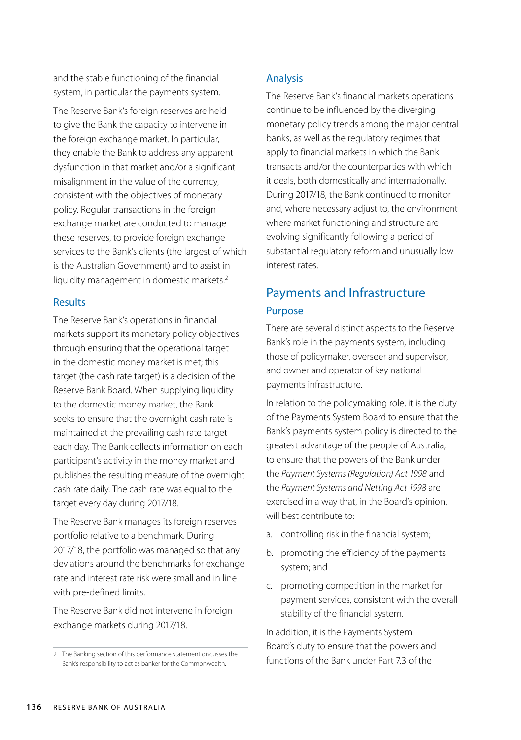and the stable functioning of the financial system, in particular the payments system.

The Reserve Bank's foreign reserves are held to give the Bank the capacity to intervene in the foreign exchange market. In particular, they enable the Bank to address any apparent dysfunction in that market and/or a significant misalignment in the value of the currency, consistent with the objectives of monetary policy. Regular transactions in the foreign exchange market are conducted to manage these reserves, to provide foreign exchange services to the Bank's clients (the largest of which is the Australian Government) and to assist in liquidity management in domestic markets.[2]

### Results

The Reserve Bank's operations in financial markets support its monetary policy objectives through ensuring that the operational target in the domestic money market is met; this target (the cash rate target) is a decision of the Reserve Bank Board. When supplying liquidity to the domestic money market, the Bank seeks to ensure that the overnight cash rate is maintained at the prevailing cash rate target each day. The Bank collects information on each participant's activity in the money market and publishes the resulting measure of the overnight cash rate daily. The cash rate was equal to the target every day during 2017/18.

The Reserve Bank manages its foreign reserves portfolio relative to a benchmark. During 2017/18, the portfolio was managed so that any deviations around the benchmarks for exchange rate and interest rate risk were small and in line with pre-defined limits.

The Reserve Bank did not intervene in foreign exchange markets during 2017/18.

2 The Banking section of this performance statement discusses the Bank's responsibility to act as banker for the Commonwealth.

### Analysis

The Reserve Bank's financial markets operations continue to be influenced by the diverging monetary policy trends among the major central banks, as well as the regulatory regimes that apply to financial markets in which the Bank transacts and/or the counterparties with which it deals, both domestically and internationally. During 2017/18, the Bank continued to monitor and, where necessary adjust to, the environment where market functioning and structure are evolving significantly following a period of substantial regulatory reform and unusually low interest rates.

## Payments and Infrastructure

### Purpose

There are several distinct aspects to the Reserve Bank's role in the payments system, including those of policymaker, overseer and supervisor, and owner and operator of key national payments infrastructure.

In relation to the policymaking role, it is the duty of the Payments System Board to ensure that the Bank's payments system policy is directed to the greatest advantage of the people of Australia, to ensure that the powers of the Bank under the *Payment Systems (Regulation) Act 1998* and the *Payment Systems and Netting Act 1998* are exercised in a way that, in the Board's opinion, will best contribute to:

a. controlling risk in the financial system;
b. promoting the efficiency of the payments system; and
c. promoting competition in the market for payment services, consistent with the overall stability of the financial system.

In addition, it is the Payments System Board's duty to ensure that the powers and functions of the Bank under Part 7.3 of the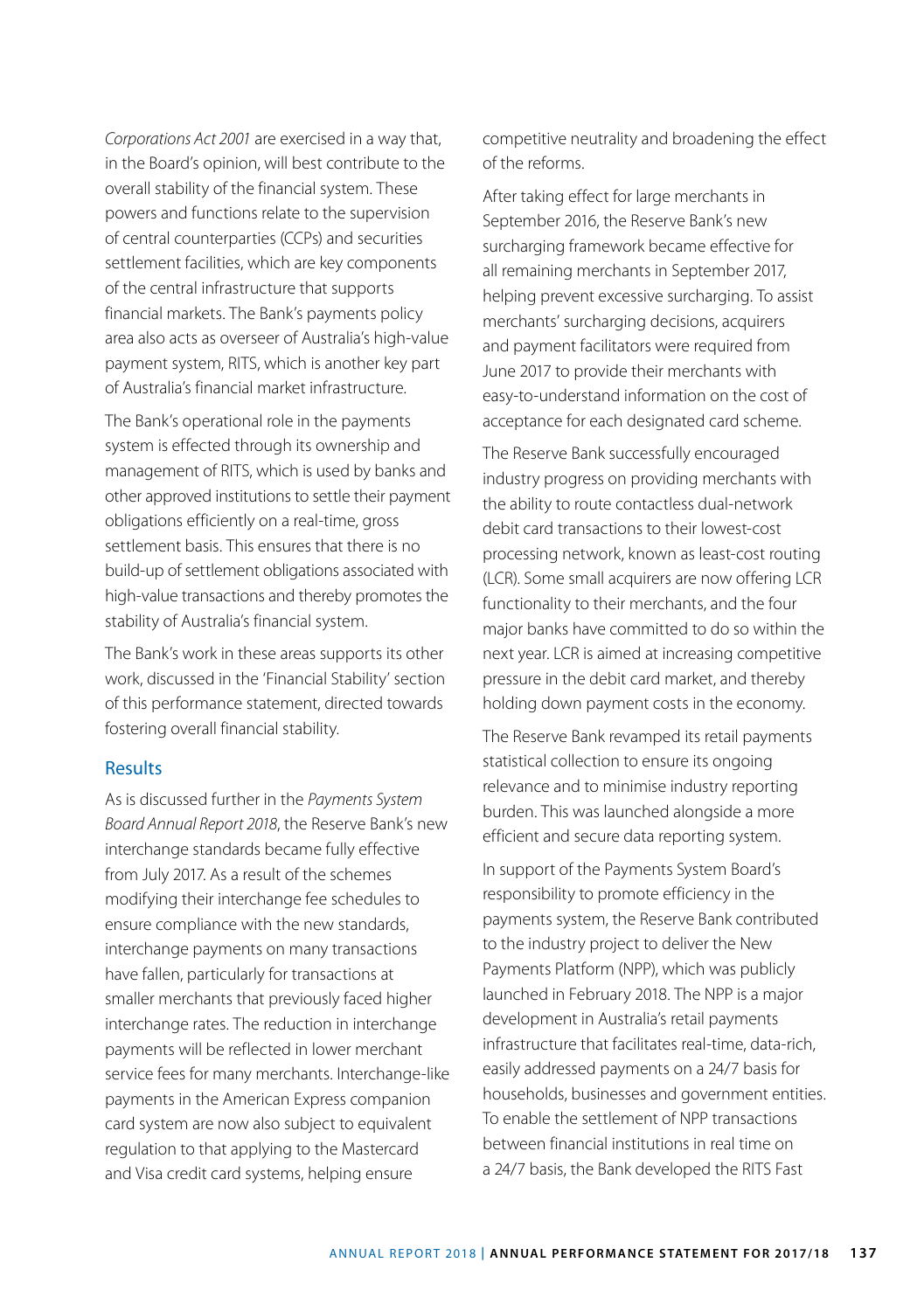*Corporations Act 2001* are exercised in a way that, in the Board's opinion, will best contribute to the overall stability of the financial system. These powers and functions relate to the supervision of central counterparties (CCPs) and securities settlement facilities, which are key components of the central infrastructure that supports financial markets. The Bank's payments policy area also acts as overseer of Australia's high-value payment system, RITS, which is another key part of Australia's financial market infrastructure.

The Bank's operational role in the payments system is effected through its ownership and management of RITS, which is used by banks and other approved institutions to settle their payment obligations efficiently on a real-time, gross settlement basis. This ensures that there is no build-up of settlement obligations associated with high-value transactions and thereby promotes the stability of Australia's financial system.

The Bank's work in these areas supports its other work, discussed in the 'Financial Stability' section of this performance statement, directed towards fostering overall financial stability.

## Results

As is discussed further in the *Payments System Board Annual Report 2018*, the Reserve Bank's new interchange standards became fully effective from July 2017. As a result of the schemes modifying their interchange fee schedules to ensure compliance with the new standards, interchange payments on many transactions have fallen, particularly for transactions at smaller merchants that previously faced higher interchange rates. The reduction in interchange payments will be reflected in lower merchant service fees for many merchants. Interchange-like payments in the American Express companion card system are now also subject to equivalent regulation to that applying to the Mastercard and Visa credit card systems, helping ensure competitive neutrality and broadening the effect of the reforms.

After taking effect for large merchants in September 2016, the Reserve Bank's new surcharging framework became effective for all remaining merchants in September 2017, helping prevent excessive surcharging. To assist merchants' surcharging decisions, acquirers and payment facilitators were required from June 2017 to provide their merchants with easy-to-understand information on the cost of acceptance for each designated card scheme.

The Reserve Bank successfully encouraged industry progress on providing merchants with the ability to route contactless dual-network debit card transactions to their lowest-cost processing network, known as least-cost routing (LCR). Some small acquirers are now offering LCR functionality to their merchants, and the four major banks have committed to do so within the next year. LCR is aimed at increasing competitive pressure in the debit card market, and thereby holding down payment costs in the economy.

The Reserve Bank revamped its retail payments statistical collection to ensure its ongoing relevance and to minimise industry reporting burden. This was launched alongside a more efficient and secure data reporting system.

In support of the Payments System Board's responsibility to promote efficiency in the payments system, the Reserve Bank contributed to the industry project to deliver the New Payments Platform (NPP), which was publicly launched in February 2018. The NPP is a major development in Australia's retail payments infrastructure that facilitates real-time, data-rich, easily addressed payments on a 24/7 basis for households, businesses and government entities. To enable the settlement of NPP transactions between financial institutions in real time on a 24/7 basis, the Bank developed the RITS Fast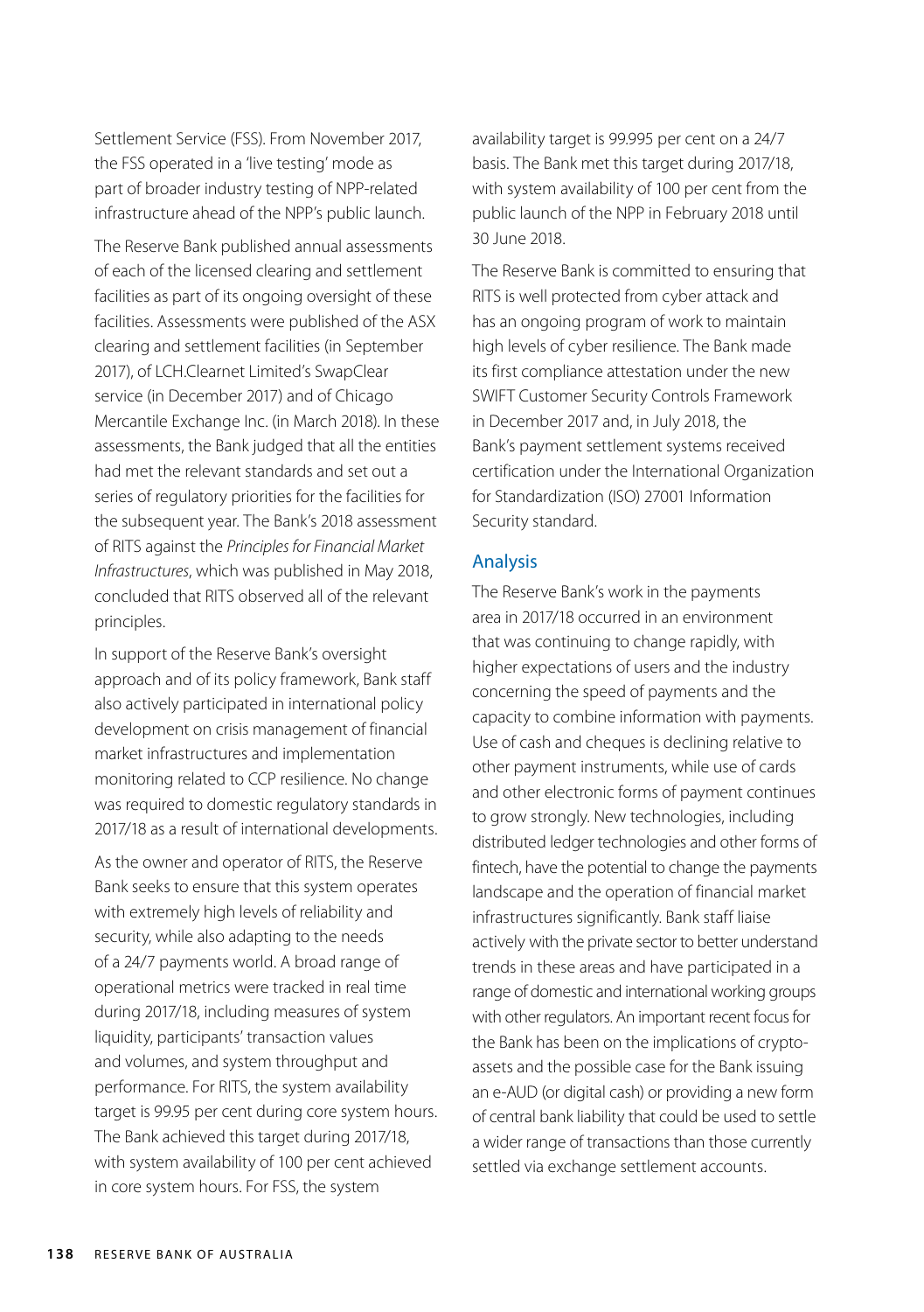Settlement Service (FSS). From November 2017, the FSS operated in a 'live testing' mode as part of broader industry testing of NPP-related infrastructure ahead of the NPP's public launch.

The Reserve Bank published annual assessments of each of the licensed clearing and settlement facilities as part of its ongoing oversight of these facilities. Assessments were published of the ASX clearing and settlement facilities (in September 2017), of LCH.Clearnet Limited's SwapClear service (in December 2017) and of Chicago Mercantile Exchange Inc. (in March 2018). In these assessments, the Bank judged that all the entities had met the relevant standards and set out a series of regulatory priorities for the facilities for the subsequent year. The Bank's 2018 assessment of RITS against the *Principles for Financial Market Infrastructures*, which was published in May 2018, concluded that RITS observed all of the relevant principles.

In support of the Reserve Bank's oversight approach and of its policy framework, Bank staff also actively participated in international policy development on crisis management of financial market infrastructures and implementation monitoring related to CCP resilience. No change was required to domestic regulatory standards in 2017/18 as a result of international developments.

As the owner and operator of RITS, the Reserve Bank seeks to ensure that this system operates with extremely high levels of reliability and security, while also adapting to the needs of a 24/7 payments world. A broad range of operational metrics were tracked in real time during 2017/18, including measures of system liquidity, participants' transaction values and volumes, and system throughput and performance. For RITS, the system availability target is 99.95 per cent during core system hours. The Bank achieved this target during 2017/18, with system availability of 100 per cent achieved in core system hours. For FSS, the system availability target is 99.995 per cent on a 24/7 basis. The Bank met this target during 2017/18, with system availability of 100 per cent from the public launch of the NPP in February 2018 until 30 June 2018.

The Reserve Bank is committed to ensuring that RITS is well protected from cyber attack and has an ongoing program of work to maintain high levels of cyber resilience. The Bank made its first compliance attestation under the new SWIFT Customer Security Controls Framework in December 2017 and, in July 2018, the Bank's payment settlement systems received certification under the International Organization for Standardization (ISO) 27001 Information Security standard.

## Analysis

The Reserve Bank's work in the payments area in 2017/18 occurred in an environment that was continuing to change rapidly, with higher expectations of users and the industry concerning the speed of payments and the capacity to combine information with payments. Use of cash and cheques is declining relative to other payment instruments, while use of cards and other electronic forms of payment continues to grow strongly. New technologies, including distributed ledger technologies and other forms of fintech, have the potential to change the payments landscape and the operation of financial market infrastructures significantly. Bank staff liaise actively with the private sector to better understand trends in these areas and have participated in a range of domestic and international working groups with other regulators. An important recent focus for the Bank has been on the implications of crypto-assets and the possible case for the Bank issuing an e-AUD (or digital cash) or providing a new form of central bank liability that could be used to settle a wider range of transactions than those currently settled via exchange settlement accounts.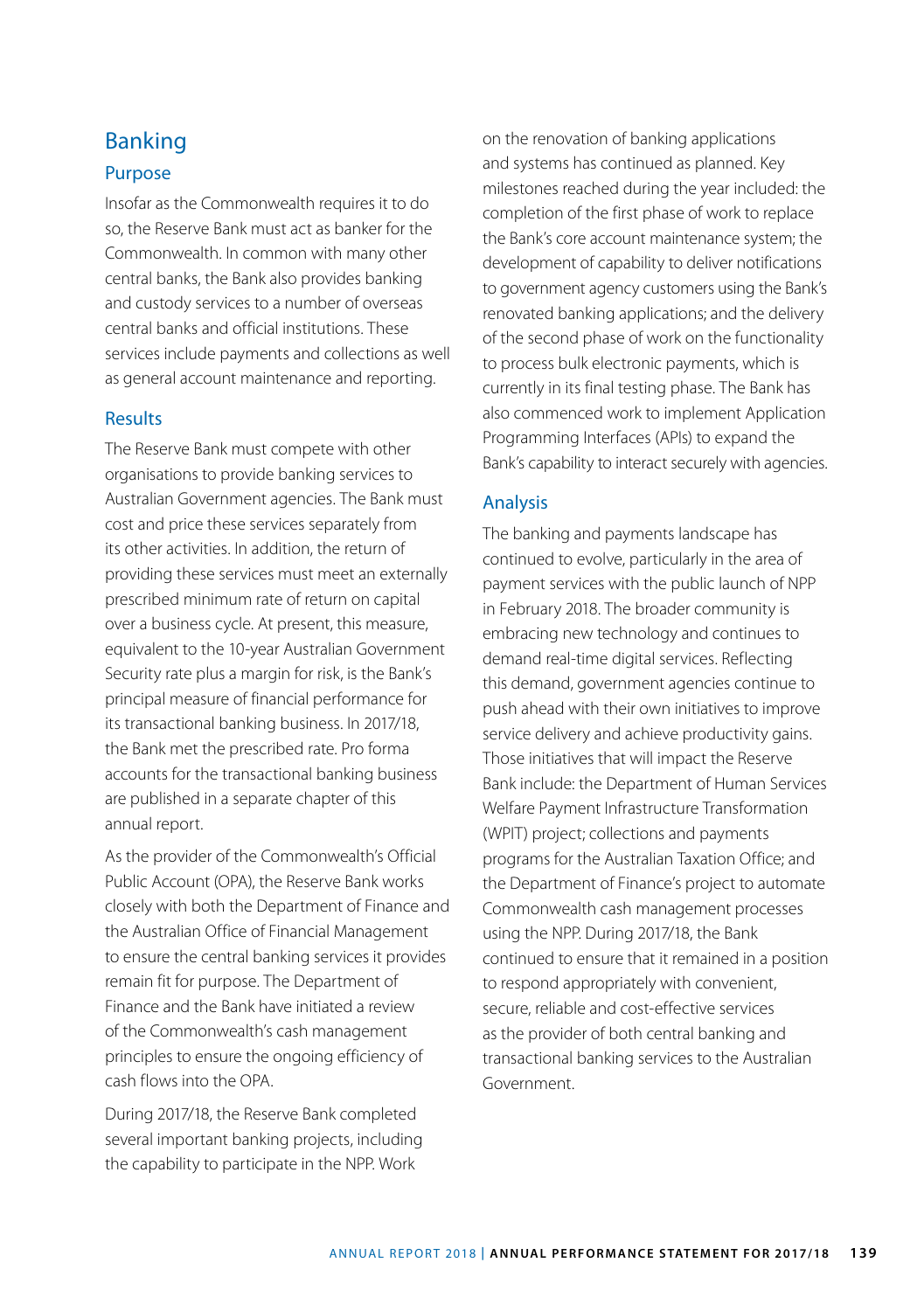## Banking

### Purpose

Insofar as the Commonwealth requires it to do so, the Reserve Bank must act as banker for the Commonwealth. In common with many other central banks, the Bank also provides banking and custody services to a number of overseas central banks and official institutions. These services include payments and collections as well as general account maintenance and reporting.

### Results

The Reserve Bank must compete with other organisations to provide banking services to Australian Government agencies. The Bank must cost and price these services separately from its other activities. In addition, the return of providing these services must meet an externally prescribed minimum rate of return on capital over a business cycle. At present, this measure, equivalent to the 10-year Australian Government Security rate plus a margin for risk, is the Bank's principal measure of financial performance for its transactional banking business. In 2017/18, the Bank met the prescribed rate. Pro forma accounts for the transactional banking business are published in a separate chapter of this annual report.

As the provider of the Commonwealth's Official Public Account (OPA), the Reserve Bank works closely with both the Department of Finance and the Australian Office of Financial Management to ensure the central banking services it provides remain fit for purpose. The Department of Finance and the Bank have initiated a review of the Commonwealth's cash management principles to ensure the ongoing efficiency of cash flows into the OPA.

During 2017/18, the Reserve Bank completed several important banking projects, including the capability to participate in the NPP. Work on the renovation of banking applications and systems has continued as planned. Key milestones reached during the year included: the completion of the first phase of work to replace the Bank's core account maintenance system; the development of capability to deliver notifications to government agency customers using the Bank's renovated banking applications; and the delivery of the second phase of work on the functionality to process bulk electronic payments, which is currently in its final testing phase. The Bank has also commenced work to implement Application Programming Interfaces (APIs) to expand the Bank's capability to interact securely with agencies.

### Analysis

The banking and payments landscape has continued to evolve, particularly in the area of payment services with the public launch of NPP in February 2018. The broader community is embracing new technology and continues to demand real-time digital services. Reflecting this demand, government agencies continue to push ahead with their own initiatives to improve service delivery and achieve productivity gains. Those initiatives that will impact the Reserve Bank include: the Department of Human Services Welfare Payment Infrastructure Transformation (WPIT) project; collections and payments programs for the Australian Taxation Office; and the Department of Finance's project to automate Commonwealth cash management processes using the NPP. During 2017/18, the Bank continued to ensure that it remained in a position to respond appropriately with convenient, secure, reliable and cost-effective services as the provider of both central banking and transactional banking services to the Australian Government.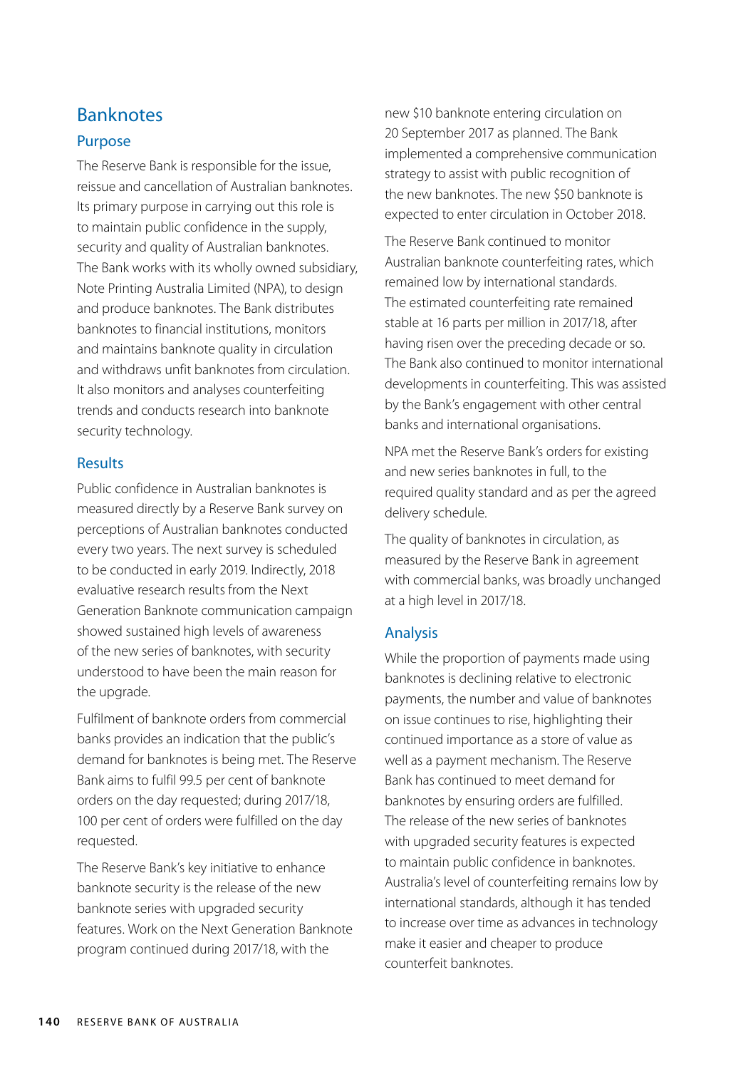## Banknotes

### Purpose

The Reserve Bank is responsible for the issue, reissue and cancellation of Australian banknotes. Its primary purpose in carrying out this role is to maintain public confidence in the supply, security and quality of Australian banknotes. The Bank works with its wholly owned subsidiary, Note Printing Australia Limited (NPA), to design and produce banknotes. The Bank distributes banknotes to financial institutions, monitors and maintains banknote quality in circulation and withdraws unfit banknotes from circulation. It also monitors and analyses counterfeiting trends and conducts research into banknote security technology.

### Results

Public confidence in Australian banknotes is measured directly by a Reserve Bank survey on perceptions of Australian banknotes conducted every two years. The next survey is scheduled to be conducted in early 2019. Indirectly, 2018 evaluative research results from the Next Generation Banknote communication campaign showed sustained high levels of awareness of the new series of banknotes, with security understood to have been the main reason for the upgrade.

Fulfilment of banknote orders from commercial banks provides an indication that the public's demand for banknotes is being met. The Reserve Bank aims to fulfil 99.5 per cent of banknote orders on the day requested; during 2017/18, 100 per cent of orders were fulfilled on the day requested.

The Reserve Bank's key initiative to enhance banknote security is the release of the new banknote series with upgraded security features. Work on the Next Generation Banknote program continued during 2017/18, with the new $10 banknote entering circulation on 20 September 2017 as planned. The Bank implemented a comprehensive communication strategy to assist with public recognition of the new banknotes. The new $50 banknote is expected to enter circulation in October 2018.

The Reserve Bank continued to monitor Australian banknote counterfeiting rates, which remained low by international standards. The estimated counterfeiting rate remained stable at 16 parts per million in 2017/18, after having risen over the preceding decade or so. The Bank also continued to monitor international developments in counterfeiting. This was assisted by the Bank's engagement with other central banks and international organisations.

NPA met the Reserve Bank's orders for existing and new series banknotes in full, to the required quality standard and as per the agreed delivery schedule.

The quality of banknotes in circulation, as measured by the Reserve Bank in agreement with commercial banks, was broadly unchanged at a high level in 2017/18.

### Analysis

While the proportion of payments made using banknotes is declining relative to electronic payments, the number and value of banknotes on issue continues to rise, highlighting their continued importance as a store of value as well as a payment mechanism. The Reserve Bank has continued to meet demand for banknotes by ensuring orders are fulfilled. The release of the new series of banknotes with upgraded security features is expected to maintain public confidence in banknotes. Australia's level of counterfeiting remains low by international standards, although it has tended to increase over time as advances in technology make it easier and cheaper to produce counterfeit banknotes.